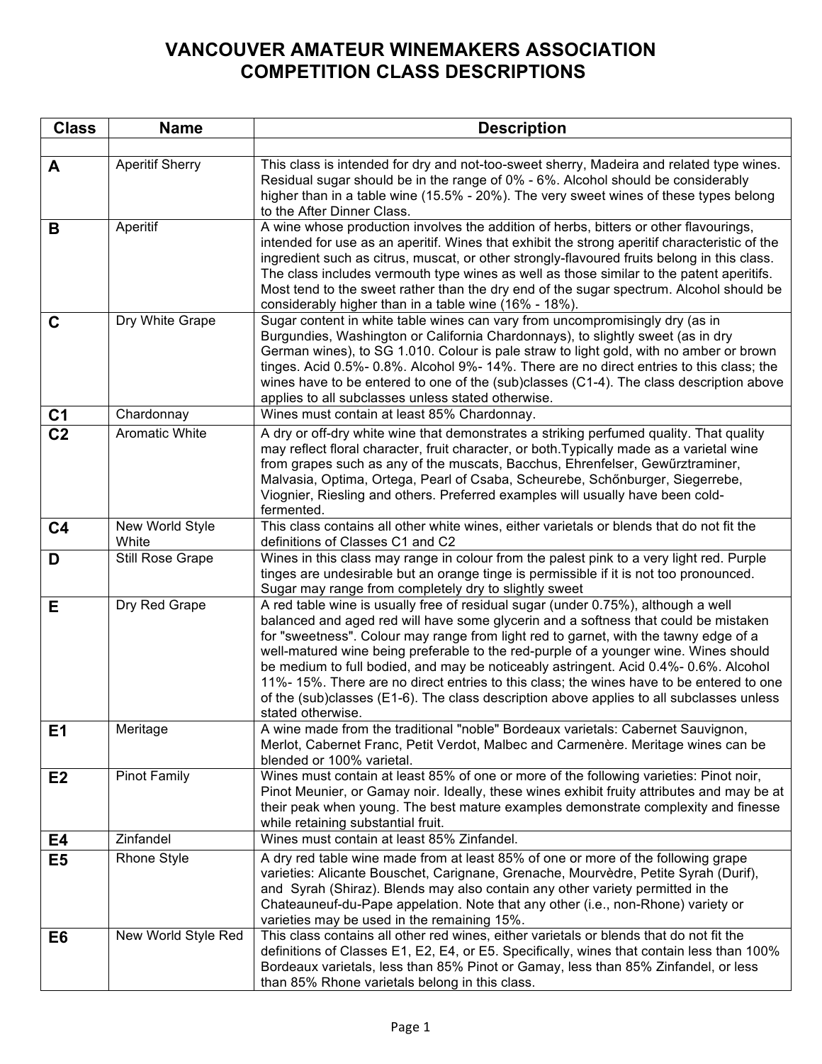# VANCOUVER AMATEUR WINEMAKERS ASSOCIATION
# COMPETITION CLASS DESCRIPTIONS

| Class | Name | Description |
|---|---|---|
| | | |
| **A** | Aperitif Sherry | This class is intended for dry and not-too-sweet sherry, Madeira and related type wines. Residual sugar should be in the range of 0% - 6%. Alcohol should be considerably higher than in a table wine (15.5% - 20%). The very sweet wines of these types belong to the After Dinner Class. |
| **B** | Aperitif | A wine whose production involves the addition of herbs, bitters or other flavourings, intended for use as an aperitif. Wines that exhibit the strong aperitif characteristic of the ingredient such as citrus, muscat, or other strongly-flavoured fruits belong in this class. The class includes vermouth type wines as well as those similar to the patent aperitifs. Most tend to the sweet rather than the dry end of the sugar spectrum. Alcohol should be considerably higher than in a table wine (16% - 18%). |
| **C** | Dry White Grape | Sugar content in white table wines can vary from uncompromisingly dry (as in Burgundies, Washington or California Chardonnays), to slightly sweet (as in dry German wines), to SG 1.010. Colour is pale straw to light gold, with no amber or brown tinges. Acid 0.5%- 0.8%. Alcohol 9%- 14%. There are no direct entries to this class; the wines have to be entered to one of the (sub)classes (C1-4). The class description above applies to all subclasses unless stated otherwise. |
| **C1** | Chardonnay | Wines must contain at least 85% Chardonnay. |
| **C2** | Aromatic White | A dry or off-dry white wine that demonstrates a striking perfumed quality. That quality may reflect floral character, fruit character, or both.Typically made as a varietal wine from grapes such as any of the muscats, Bacchus, Ehrenfelser, Gewűrztraminer, Malvasia, Optima, Ortega, Pearl of Csaba, Scheurebe, Schőnburger, Siegerrebe, Viognier, Riesling and others. Preferred examples will usually have been cold-fermented. |
| **C4** | New World Style White | This class contains all other white wines, either varietals or blends that do not fit the definitions of Classes C1 and C2 |
| **D** | Still Rose Grape | Wines in this class may range in colour from the palest pink to a very light red. Purple tinges are undesirable but an orange tinge is permissible if it is not too pronounced. Sugar may range from completely dry to slightly sweet |
| **E** | Dry Red Grape | A red table wine is usually free of residual sugar (under 0.75%), although a well balanced and aged red will have some glycerin and a softness that could be mistaken for "sweetness". Colour may range from light red to garnet, with the tawny edge of a well-matured wine being preferable to the red-purple of a younger wine. Wines should be medium to full bodied, and may be noticeably astringent. Acid 0.4%- 0.6%. Alcohol 11%- 15%. There are no direct entries to this class; the wines have to be entered to one of the (sub)classes (E1-6). The class description above applies to all subclasses unless stated otherwise. |
| **E1** | Meritage | A wine made from the traditional "noble" Bordeaux varietals: Cabernet Sauvignon, Merlot, Cabernet Franc, Petit Verdot, Malbec and Carmenère. Meritage wines can be blended or 100% varietal. |
| **E2** | Pinot Family | Wines must contain at least 85% of one or more of the following varieties: Pinot noir, Pinot Meunier, or Gamay noir. Ideally, these wines exhibit fruity attributes and may be at their peak when young. The best mature examples demonstrate complexity and finesse while retaining substantial fruit. |
| **E4** | Zinfandel | Wines must contain at least 85% Zinfandel. |
| **E5** | Rhone Style | A dry red table wine made from at least 85% of one or more of the following grape varieties: Alicante Bouschet, Carignane, Grenache, Mourvèdre, Petite Syrah (Durif), and Syrah (Shiraz). Blends may also contain any other variety permitted in the Chateauneuf-du-Pape appelation. Note that any other (i.e., non-Rhone) variety or varieties may be used in the remaining 15%. |
| **E6** | New World Style Red | This class contains all other red wines, either varietals or blends that do not fit the definitions of Classes E1, E2, E4, or E5. Specifically, wines that contain less than 100% Bordeaux varietals, less than 85% Pinot or Gamay, less than 85% Zinfandel, or less than 85% Rhone varietals belong in this class. |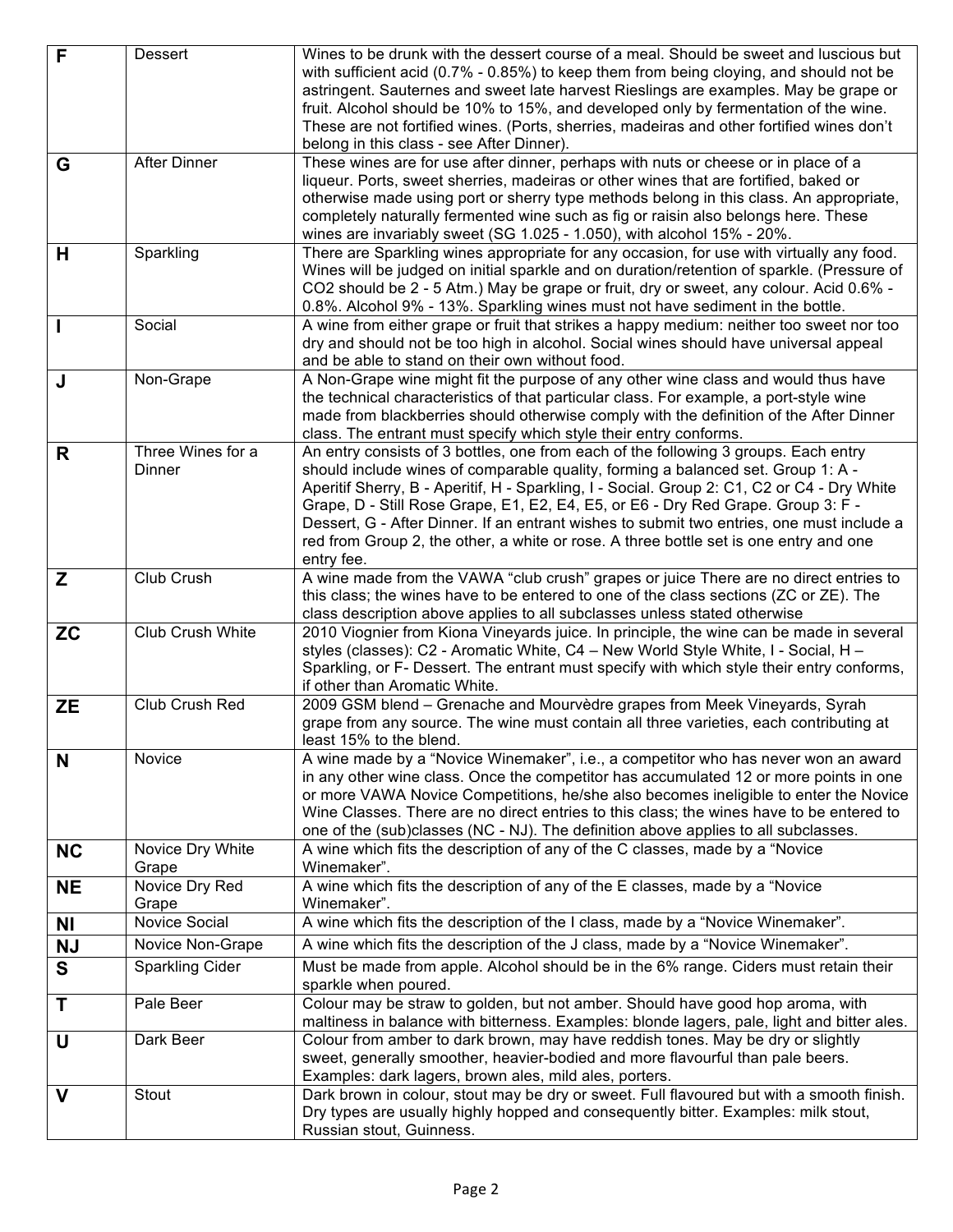| | | |
|---|---|---|
| **F** | Dessert | Wines to be drunk with the dessert course of a meal. Should be sweet and luscious but with sufficient acid (0.7% - 0.85%) to keep them from being cloying, and should not be astringent. Sauternes and sweet late harvest Rieslings are examples. May be grape or fruit. Alcohol should be 10% to 15%, and developed only by fermentation of the wine. These are not fortified wines. (Ports, sherries, madeiras and other fortified wines don't belong in this class - see After Dinner). |
| **G** | After Dinner | These wines are for use after dinner, perhaps with nuts or cheese or in place of a liqueur. Ports, sweet sherries, madeiras or other wines that are fortified, baked or otherwise made using port or sherry type methods belong in this class. An appropriate, completely naturally fermented wine such as fig or raisin also belongs here. These wines are invariably sweet (SG 1.025 - 1.050), with alcohol 15% - 20%. |
| **H** | Sparkling | There are Sparkling wines appropriate for any occasion, for use with virtually any food. Wines will be judged on initial sparkle and on duration/retention of sparkle. (Pressure of $CO_2$ should be 2 - 5 Atm.) May be grape or fruit, dry or sweet, any colour. Acid 0.6% - 0.8%. Alcohol 9% - 13%. Sparkling wines must not have sediment in the bottle. |
| **I** | Social | A wine from either grape or fruit that strikes a happy medium: neither too sweet nor too dry and should not be too high in alcohol. Social wines should have universal appeal and be able to stand on their own without food. |
| **J** | Non-Grape | A Non-Grape wine might fit the purpose of any other wine class and would thus have the technical characteristics of that particular class. For example, a port-style wine made from blackberries should otherwise comply with the definition of the After Dinner class. The entrant must specify which style their entry conforms. |
| **R** | Three Wines for a Dinner | An entry consists of 3 bottles, one from each of the following 3 groups. Each entry should include wines of comparable quality, forming a balanced set. Group 1: A - Aperitif Sherry, B - Aperitif, H - Sparkling, I - Social. Group 2: C1, C2 or C4 - Dry White Grape, D - Still Rose Grape, E1, E2, E4, E5, or E6 - Dry Red Grape. Group 3: F - Dessert, G - After Dinner. If an entrant wishes to submit two entries, one must include a red from Group 2, the other, a white or rose. A three bottle set is one entry and one entry fee. |
| **Z** | Club Crush | A wine made from the VAWA "club crush" grapes or juice There are no direct entries to this class; the wines have to be entered to one of the class sections (ZC or ZE). The class description above applies to all subclasses unless stated otherwise |
| **ZC** | Club Crush White | 2010 Viognier from Kiona Vineyards juice. In principle, the wine can be made in several styles (classes): C2 - Aromatic White, C4 – New World Style White, I - Social, H – Sparkling, or F- Dessert. The entrant must specify with which style their entry conforms, if other than Aromatic White. |
| **ZE** | Club Crush Red | 2009 GSM blend – Grenache and Mourvèdre grapes from Meek Vineyards, Syrah grape from any source. The wine must contain all three varieties, each contributing at least 15% to the blend. |
| **N** | Novice | A wine made by a "Novice Winemaker", i.e., a competitor who has never won an award in any other wine class. Once the competitor has accumulated 12 or more points in one or more VAWA Novice Competitions, he/she also becomes ineligible to enter the Novice Wine Classes. There are no direct entries to this class; the wines have to be entered to one of the (sub)classes (NC - NJ). The definition above applies to all subclasses. |
| **NC** | Novice Dry White Grape | A wine which fits the description of any of the C classes, made by a "Novice Winemaker". |
| **NE** | Novice Dry Red Grape | A wine which fits the description of any of the E classes, made by a "Novice Winemaker". |
| **NI** | Novice Social | A wine which fits the description of the I class, made by a "Novice Winemaker". |
| **NJ** | Novice Non-Grape | A wine which fits the description of the J class, made by a "Novice Winemaker". |
| **S** | Sparkling Cider | Must be made from apple. Alcohol should be in the 6% range. Ciders must retain their sparkle when poured. |
| **T** | Pale Beer | Colour may be straw to golden, but not amber. Should have good hop aroma, with maltiness in balance with bitterness. Examples: blonde lagers, pale, light and bitter ales. |
| **U** | Dark Beer | Colour from amber to dark brown, may have reddish tones. May be dry or slightly sweet, generally smoother, heavier-bodied and more flavourful than pale beers. Examples: dark lagers, brown ales, mild ales, porters. |
| **V** | Stout | Dark brown in colour, stout may be dry or sweet. Full flavoured but with a smooth finish. Dry types are usually highly hopped and consequently bitter. Examples: milk stout, Russian stout, Guinness. |